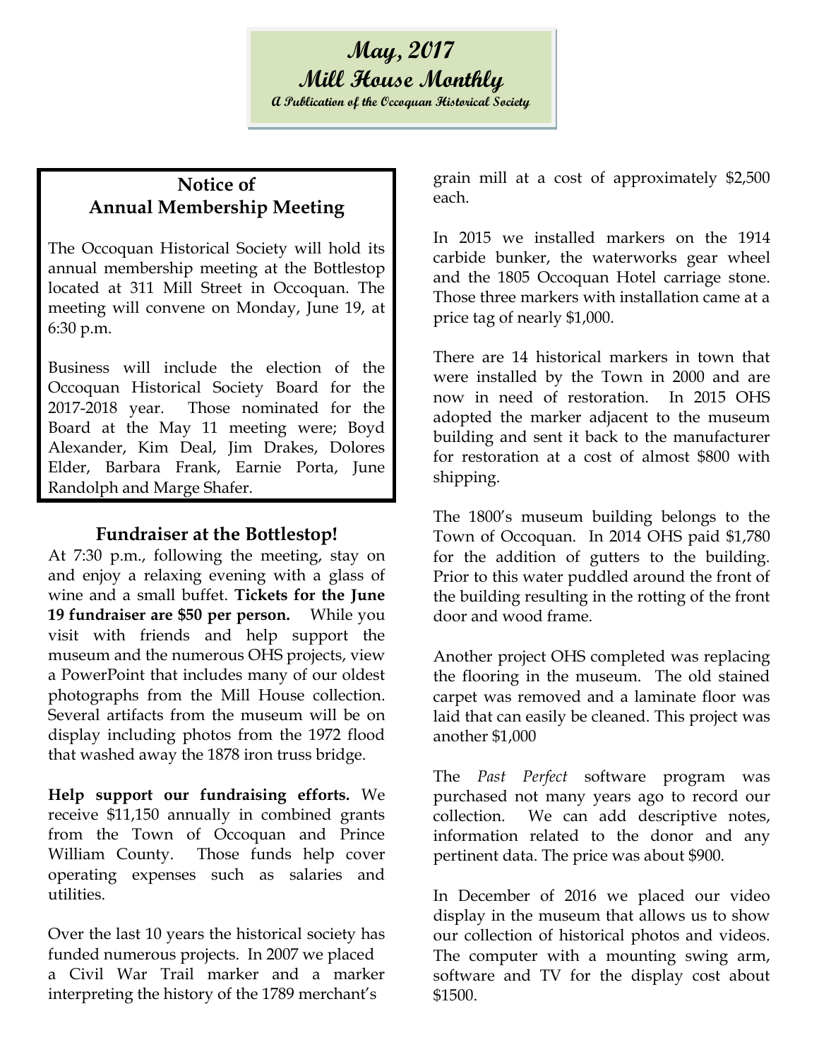# May, 2017
# Mill House Monthly
**A Publication of the Occoquan Historical Society**

## Notice of Annual Membership Meeting

The Occoquan Historical Society will hold its annual membership meeting at the Bottlestop located at 311 Mill Street in Occoquan. The meeting will convene on Monday, June 19, at 6:30 p.m.

Business will include the election of the Occoquan Historical Society Board for the 2017-2018 year. Those nominated for the Board at the May 11 meeting were; Boyd Alexander, Kim Deal, Jim Drakes, Dolores Elder, Barbara Frank, Earnie Porta, June Randolph and Marge Shafer.

## Fundraiser at the Bottlestop!

At 7:30 p.m., following the meeting, stay on and enjoy a relaxing evening with a glass of wine and a small buffet. **Tickets for the June 19 fundraiser are $50 per person.** While you visit with friends and help support the museum and the numerous OHS projects, view a PowerPoint that includes many of our oldest photographs from the Mill House collection. Several artifacts from the museum will be on display including photos from the 1972 flood that washed away the 1878 iron truss bridge.

**Help support our fundraising efforts.** We receive $11,150 annually in combined grants from the Town of Occoquan and Prince William County. Those funds help cover operating expenses such as salaries and utilities.

Over the last 10 years the historical society has funded numerous projects. In 2007 we placed a Civil War Trail marker and a marker interpreting the history of the 1789 merchant's grain mill at a cost of approximately $2,500 each.

In 2015 we installed markers on the 1914 carbide bunker, the waterworks gear wheel and the 1805 Occoquan Hotel carriage stone. Those three markers with installation came at a price tag of nearly $1,000.

There are 14 historical markers in town that were installed by the Town in 2000 and are now in need of restoration. In 2015 OHS adopted the marker adjacent to the museum building and sent it back to the manufacturer for restoration at a cost of almost $800 with shipping.

The 1800's museum building belongs to the Town of Occoquan. In 2014 OHS paid $1,780 for the addition of gutters to the building. Prior to this water puddled around the front of the building resulting in the rotting of the front door and wood frame.

Another project OHS completed was replacing the flooring in the museum. The old stained carpet was removed and a laminate floor was laid that can easily be cleaned. This project was another $1,000

The *Past Perfect* software program was purchased not many years ago to record our collection. We can add descriptive notes, information related to the donor and any pertinent data. The price was about $900.

In December of 2016 we placed our video display in the museum that allows us to show our collection of historical photos and videos. The computer with a mounting swing arm, software and TV for the display cost about $1500.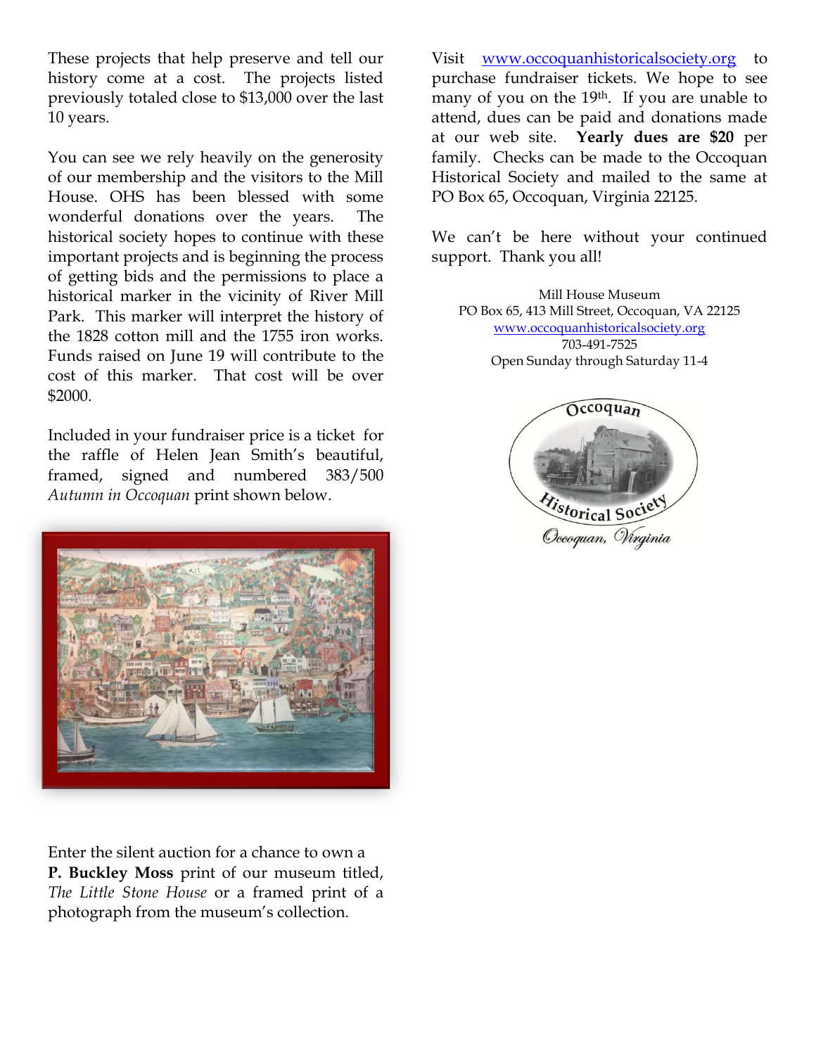These projects that help preserve and tell our history come at a cost. The projects listed previously totaled close to $13,000 over the last 10 years.

You can see we rely heavily on the generosity of our membership and the visitors to the Mill House. OHS has been blessed with some wonderful donations over the years. The historical society hopes to continue with these important projects and is beginning the process of getting bids and the permissions to place a historical marker in the vicinity of River Mill Park. This marker will interpret the history of the 1828 cotton mill and the 1755 iron works. Funds raised on June 19 will contribute to the cost of this marker. That cost will be over $2000.

Included in your fundraiser price is a ticket for the raffle of Helen Jean Smith's beautiful, framed, signed and numbered 383/500 *Autumn in Occoquan* print shown below.

Enter the silent auction for a chance to own a **P. Buckley Moss** print of our museum titled, *The Little Stone House* or a framed print of a photograph from the museum's collection.

Visit www.occoquanhistoricalsociety.org to purchase fundraiser tickets. We hope to see many of you on the 19th. If you are unable to attend, dues can be paid and donations made at our web site. **Yearly dues are $20** per family. Checks can be made to the Occoquan Historical Society and mailed to the same at PO Box 65, Occoquan, Virginia 22125.

We can't be here without your continued support. Thank you all!

Mill House Museum
PO Box 65, 413 Mill Street, Occoquan, VA 22125
www.occoquanhistoricalsociety.org
703-491-7525
Open Sunday through Saturday 11-4

Occoquan Historical Society
Occoquan, Virginia